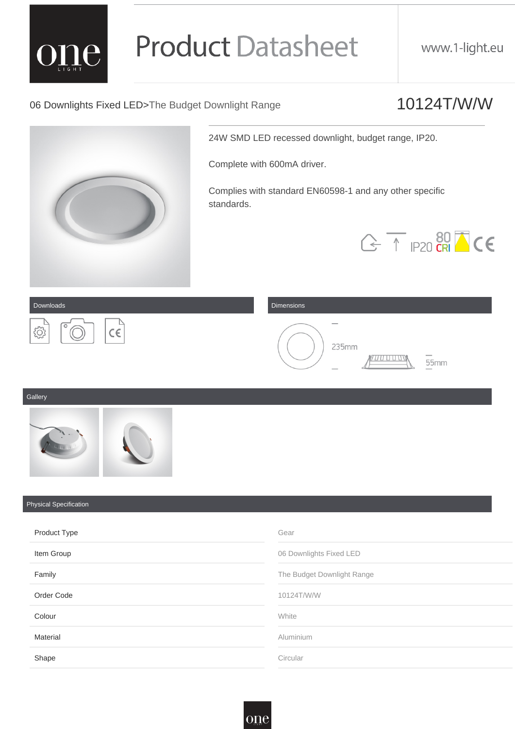# Product Datasheet

www.1-light.eu

06 Downlights Fixed LED>The Budget Downlight Range

## 10124T/W/W

24W SMD LED recessed downlight, budget range, IP20.

Complete with 600mA driver.

Complies with standard EN60598-1 and any other specific standards.

IP20 80 CRI

## Downloads

## Dimensions

235mm

55mm

## Gallery

## Physical Specification

| | |
|---|---|
| Product Type | Gear |
| Item Group | 06 Downlights Fixed LED |
| Family | The Budget Downlight Range |
| Order Code | 10124T/W/W |
| Colour | White |
| Material | Aluminium |
| Shape | Circular |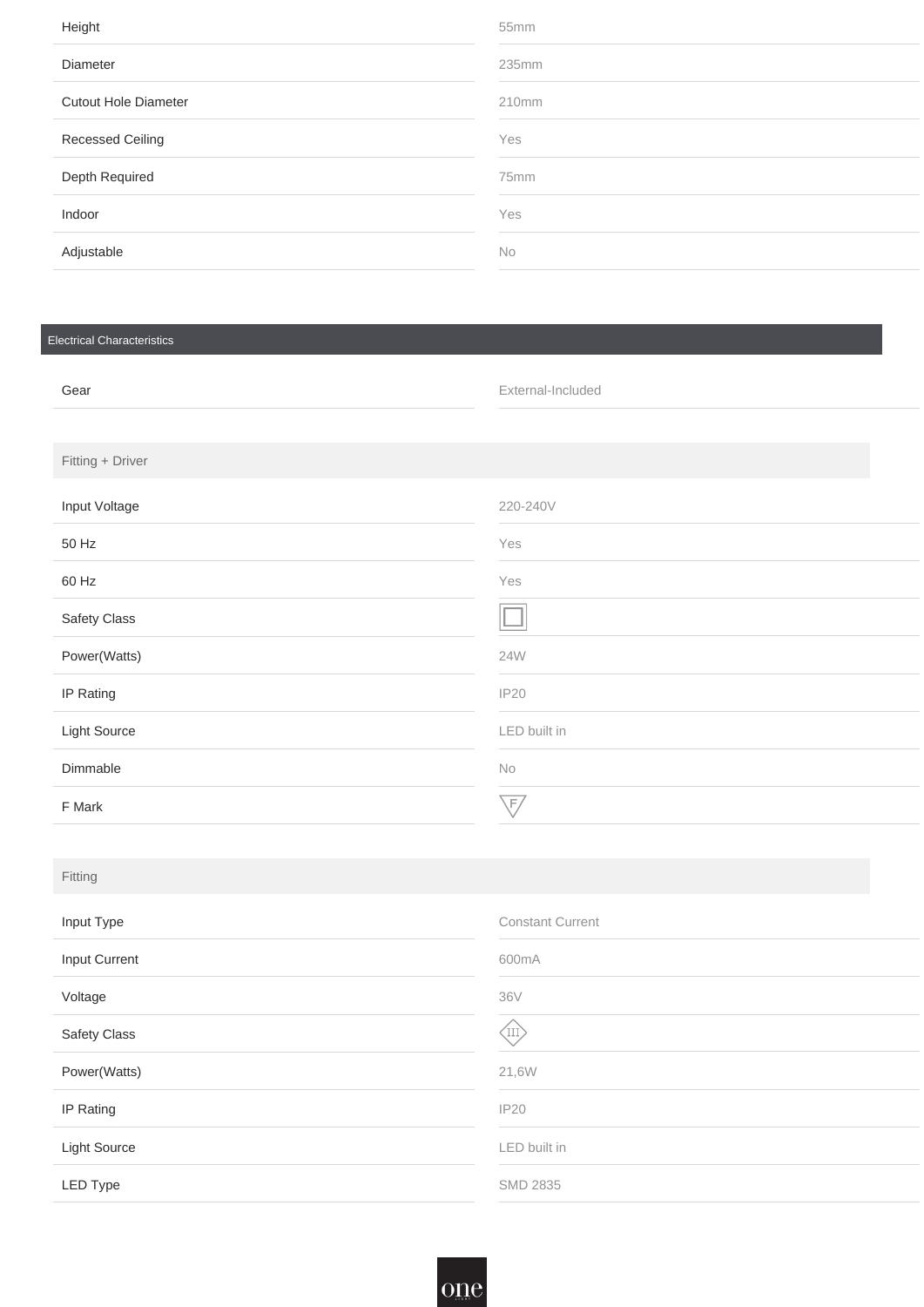| | |
|---|---|
| Height | 55mm |
| Diameter | 235mm |
| Cutout Hole Diameter | 210mm |
| Recessed Ceiling | Yes |
| Depth Required | 75mm |
| Indoor | Yes |
| Adjustable | No |

## Electrical Characteristics

| | |
|---|---|
| Gear | External-Included |

### Fitting + Driver

| | |
|---|---|
| Input Voltage | 220-240V |
| 50 Hz | Yes |
| 60 Hz | Yes |
| Safety Class | |
| Power(Watts) | 24W |
| IP Rating | IP20 |
| Light Source | LED built in |
| Dimmable | No |
| F Mark | F |

### Fitting

| | |
|---|---|
| Input Type | Constant Current |
| Input Current | 600mA |
| Voltage | 36V |
| Safety Class | III |
| Power(Watts) | 21,6W |
| IP Rating | IP20 |
| Light Source | LED built in |
| LED Type | SMD 2835 |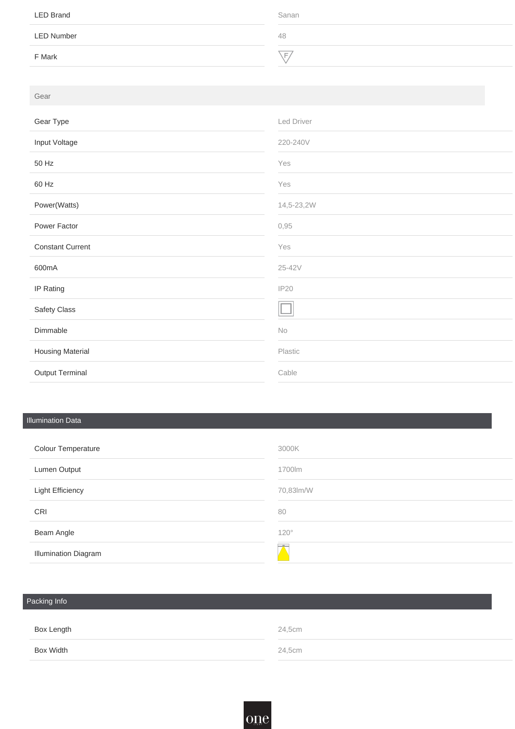| | |
|---|---|
| LED Brand | Sanan |
| LED Number | 48 |
| F Mark | F |

## Gear

| | |
|---|---|
| Gear Type | Led Driver |
| Input Voltage | 220-240V |
| 50 Hz | Yes |
| 60 Hz | Yes |
| Power(Watts) | 14,5-23,2W |
| Power Factor | 0,95 |
| Constant Current | Yes |
| 600mA | 25-42V |
| IP Rating | IP20 |
| Safety Class | |
| Dimmable | No |
| Housing Material | Plastic |
| Output Terminal | Cable |

## Illumination Data

| | |
|---|---|
| Colour Temperature | 3000K |
| Lumen Output | 1700lm |
| Light Efficiency | 70,83lm/W |
| CRI | 80 |
| Beam Angle | 120° |
| Illumination Diagram | |

## Packing Info

| | |
|---|---|
| Box Length | 24,5cm |
| Box Width | 24,5cm |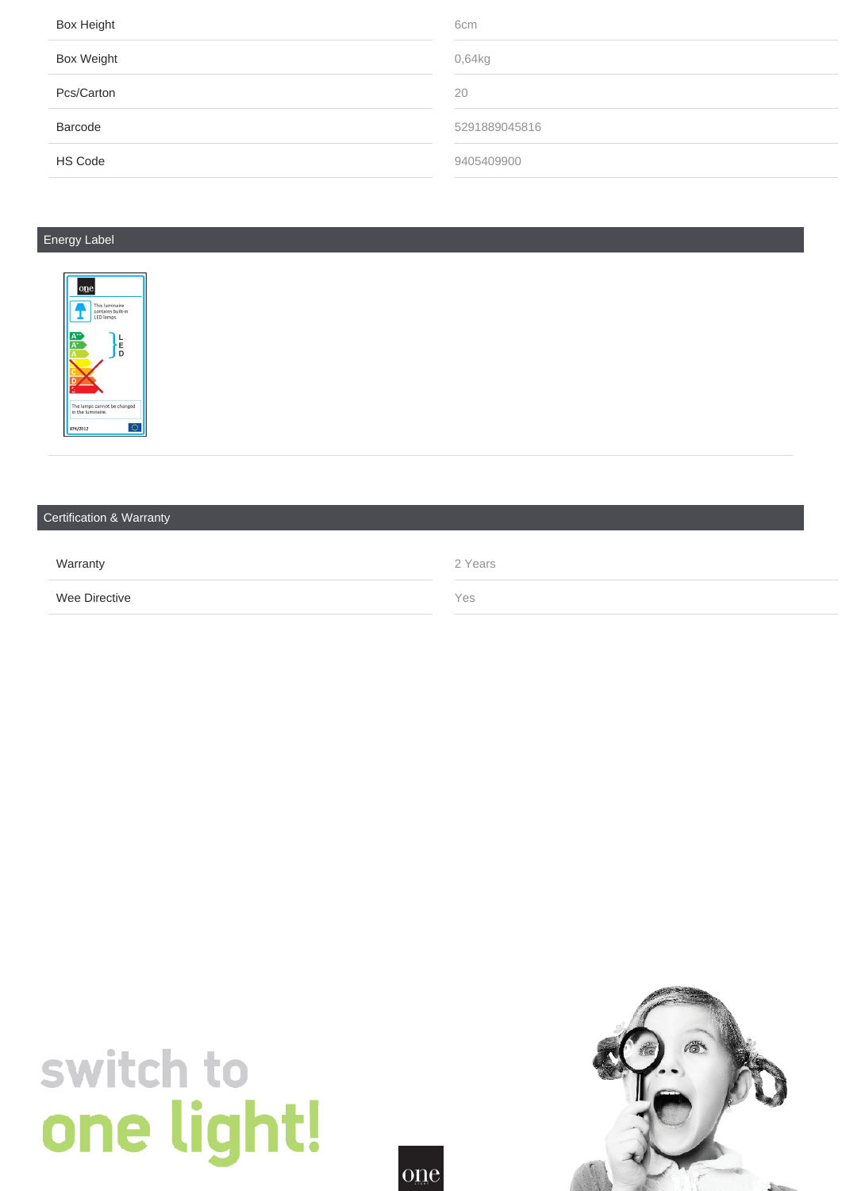| | |
|---|---|
| Box Height | 6cm |
| Box Weight | 0,64kg |
| Pcs/Carton | 20 |
| Barcode | 5291889045816 |
| HS Code | 9405409900 |

## Energy Label

## Certification & Warranty

| | |
|---|---|
| Warranty | 2 Years |
| Wee Directive | Yes |

switch to
one light!